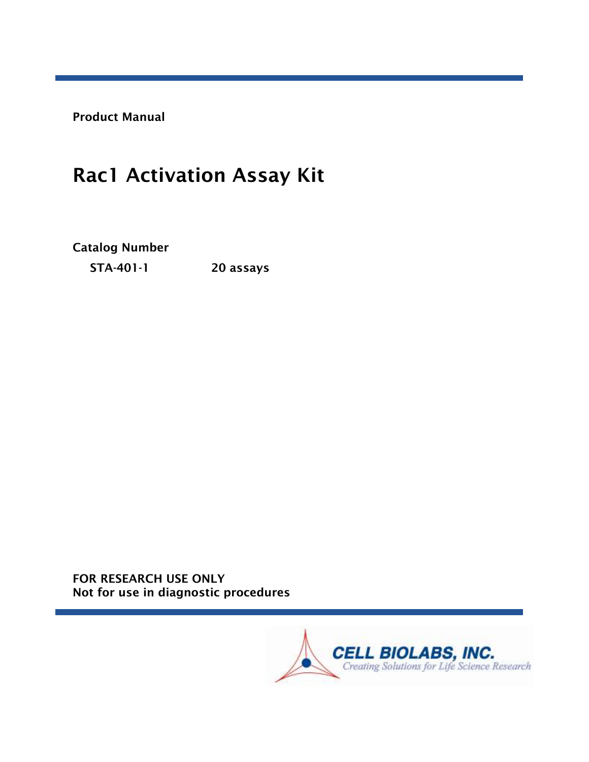**Product Manual**

# Rac1 Activation Assay Kit

**Catalog Number**

**STA-401-1** **20 assays**

**FOR RESEARCH USE ONLY**
**Not for use in diagnostic procedures**

CELL BIOLABS, INC.
*Creating Solutions for Life Science Research*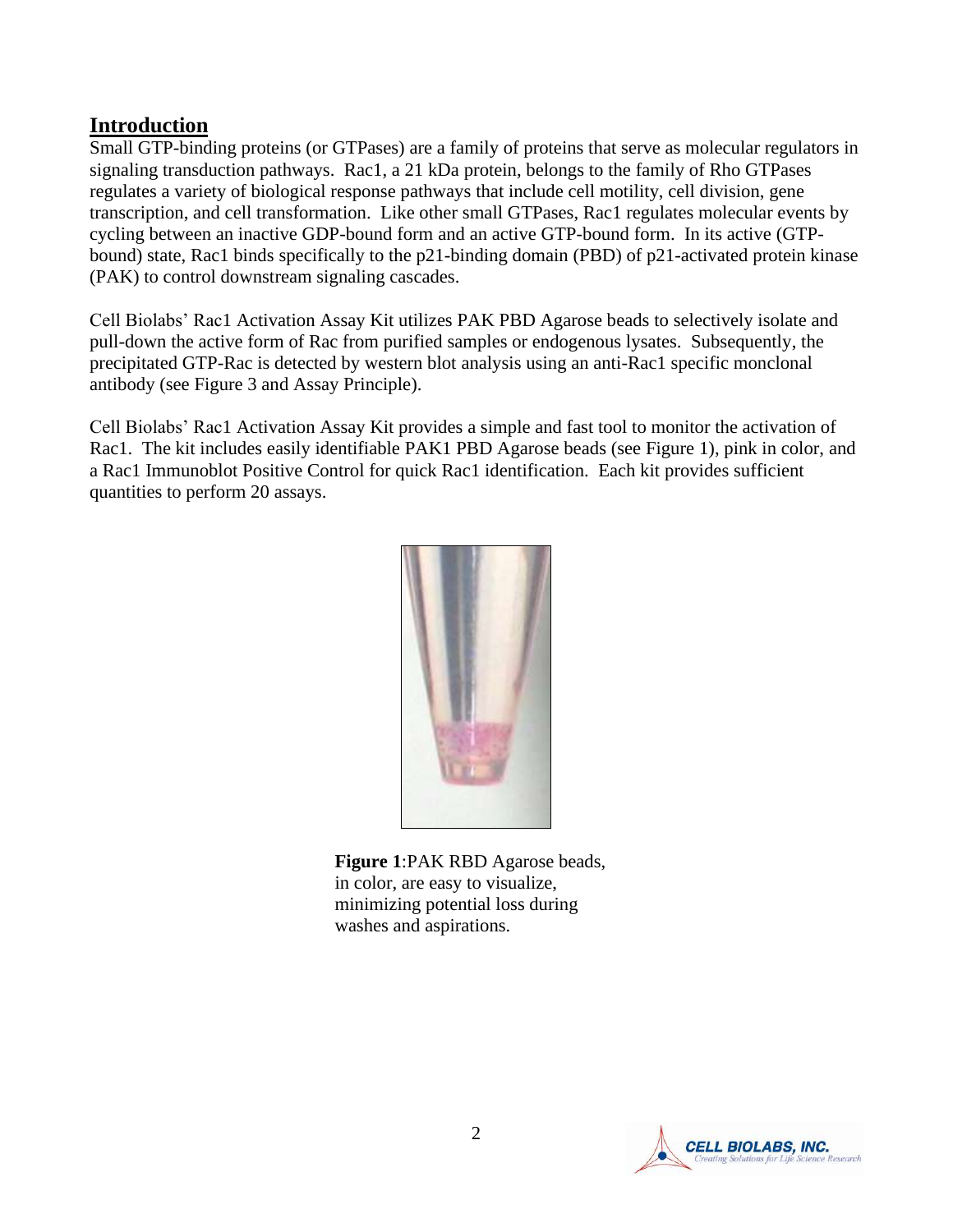## Introduction

Small GTP-binding proteins (or GTPases) are a family of proteins that serve as molecular regulators in signaling transduction pathways. Rac1, a 21 kDa protein, belongs to the family of Rho GTPases regulates a variety of biological response pathways that include cell motility, cell division, gene transcription, and cell transformation. Like other small GTPases, Rac1 regulates molecular events by cycling between an inactive GDP-bound form and an active GTP-bound form. In its active (GTP-bound) state, Rac1 binds specifically to the p21-binding domain (PBD) of p21-activated protein kinase (PAK) to control downstream signaling cascades.

Cell Biolabs' Rac1 Activation Assay Kit utilizes PAK PBD Agarose beads to selectively isolate and pull-down the active form of Rac from purified samples or endogenous lysates. Subsequently, the precipitated GTP-Rac is detected by western blot analysis using an anti-Rac1 specific monclonal antibody (see Figure 3 and Assay Principle).

Cell Biolabs' Rac1 Activation Assay Kit provides a simple and fast tool to monitor the activation of Rac1. The kit includes easily identifiable PAK1 PBD Agarose beads (see Figure 1), pink in color, and a Rac1 Immunoblot Positive Control for quick Rac1 identification. Each kit provides sufficient quantities to perform 20 assays.

**Figure 1**:PAK RBD Agarose beads, in color, are easy to visualize, minimizing potential loss during washes and aspirations.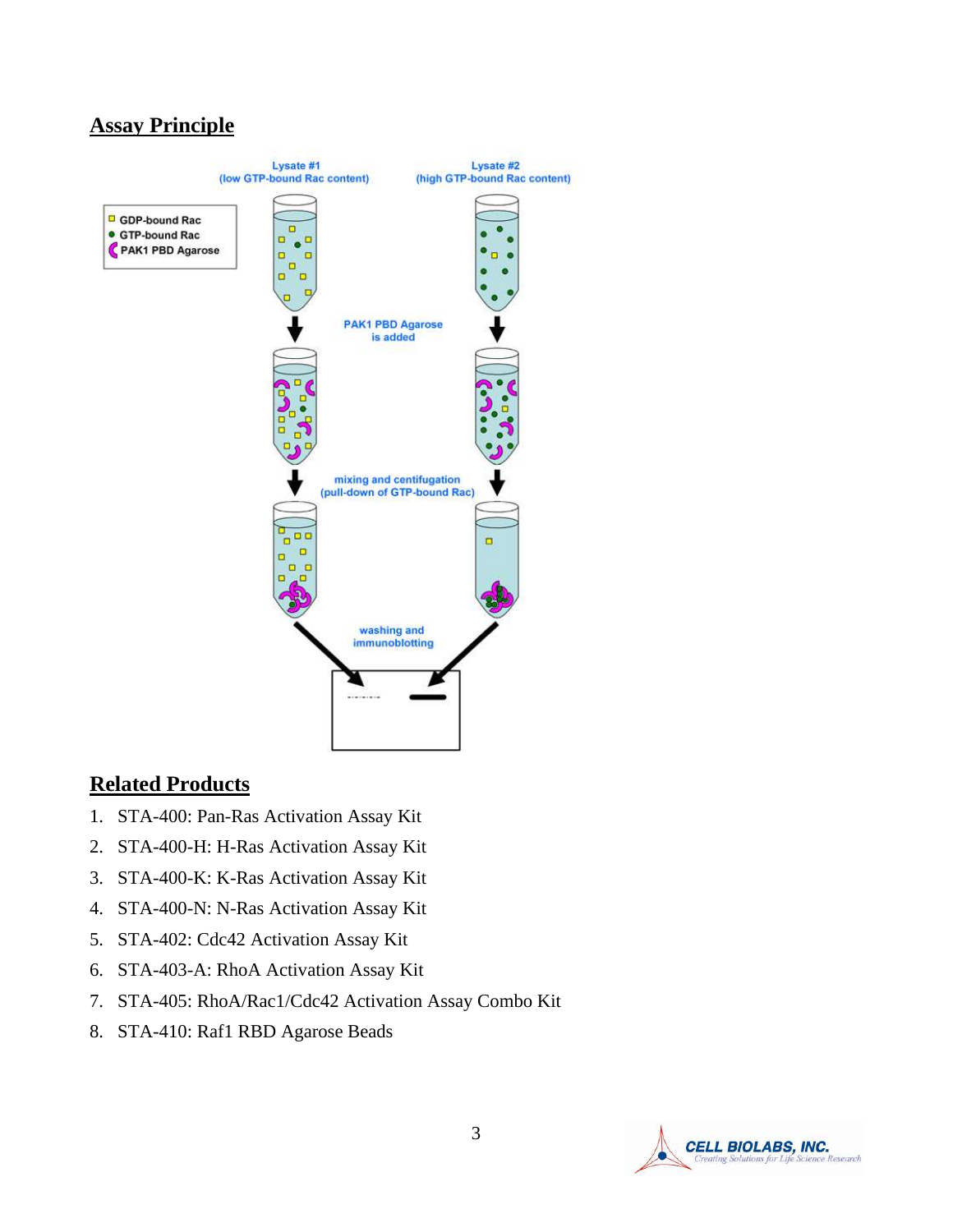## Assay Principle

Lysate #1 (low GTP-bound Rac content)

Lysate #2 (high GTP-bound Rac content)

GDP-bound Rac
GTP-bound Rac
PAK1 PBD Agarose

PAK1 PBD Agarose is added

mixing and centifugation (pull-down of GTP-bound Rac)

washing and immunoblotting

## Related Products

1. STA-400: Pan-Ras Activation Assay Kit
2. STA-400-H: H-Ras Activation Assay Kit
3. STA-400-K: K-Ras Activation Assay Kit
4. STA-400-N: N-Ras Activation Assay Kit
5. STA-402: Cdc42 Activation Assay Kit
6. STA-403-A: RhoA Activation Assay Kit
7. STA-405: RhoA/Rac1/Cdc42 Activation Assay Combo Kit
8. STA-410: Raf1 RBD Agarose Beads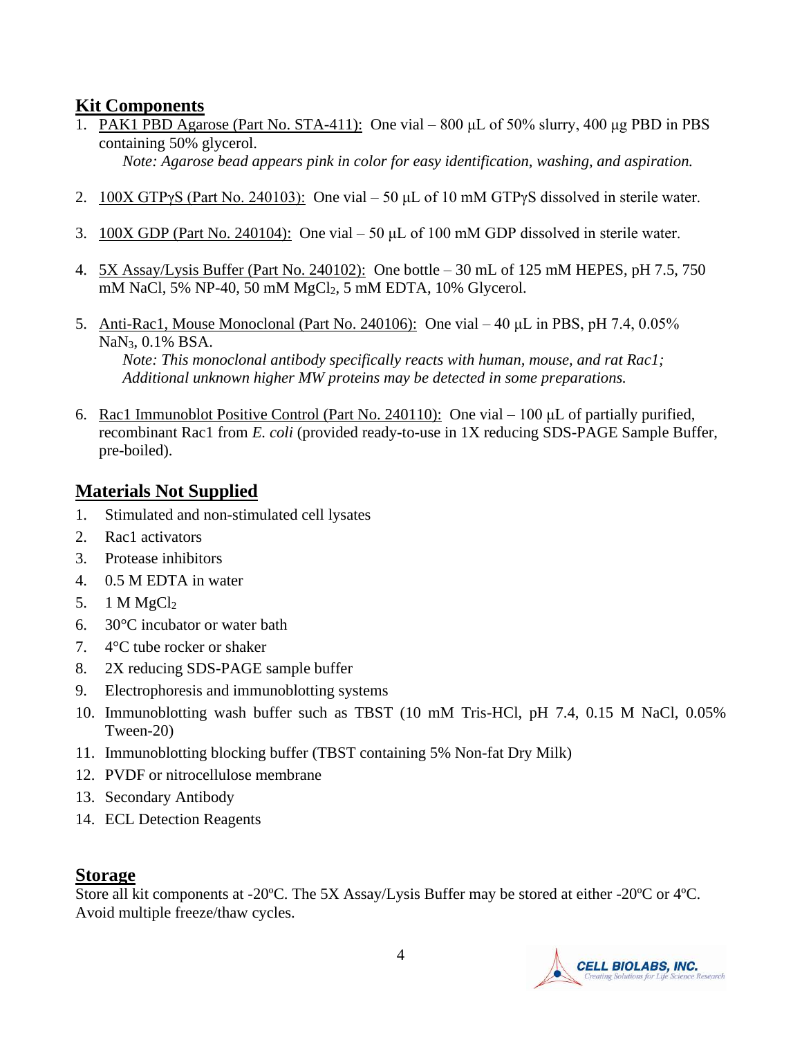## Kit Components

1. PAK1 PBD Agarose (Part No. STA-411): One vial – 800 μL of 50% slurry, 400 μg PBD in PBS containing 50% glycerol.

   *Note: Agarose bead appears pink in color for easy identification, washing, and aspiration.*

2. 100X GTPγS (Part No. 240103): One vial – 50 μL of 10 mM GTPγS dissolved in sterile water.

3. 100X GDP (Part No. 240104): One vial – 50 μL of 100 mM GDP dissolved in sterile water.

4. 5X Assay/Lysis Buffer (Part No. 240102): One bottle – 30 mL of 125 mM HEPES, pH 7.5, 750 mM NaCl, 5% NP-40, 50 mM $MgCl_2$, 5 mM EDTA, 10% Glycerol.

5. Anti-Rac1, Mouse Monoclonal (Part No. 240106): One vial – 40 μL in PBS, pH 7.4, 0.05% $NaN_3$, 0.1% BSA.

   *Note: This monoclonal antibody specifically reacts with human, mouse, and rat Rac1; Additional unknown higher MW proteins may be detected in some preparations.*

6. Rac1 Immunoblot Positive Control (Part No. 240110): One vial – 100 μL of partially purified, recombinant Rac1 from *E. coli* (provided ready-to-use in 1X reducing SDS-PAGE Sample Buffer, pre-boiled).

## Materials Not Supplied

1. Stimulated and non-stimulated cell lysates
2. Rac1 activators
3. Protease inhibitors
4. 0.5 M EDTA in water
5. 1 M $MgCl_2$
6. 30°C incubator or water bath
7. 4°C tube rocker or shaker
8. 2X reducing SDS-PAGE sample buffer
9. Electrophoresis and immunoblotting systems
10. Immunoblotting wash buffer such as TBST (10 mM Tris-HCl, pH 7.4, 0.15 M NaCl, 0.05% Tween-20)
11. Immunoblotting blocking buffer (TBST containing 5% Non-fat Dry Milk)
12. PVDF or nitrocellulose membrane
13. Secondary Antibody
14. ECL Detection Reagents

## Storage

Store all kit components at -20ºC. The 5X Assay/Lysis Buffer may be stored at either -20ºC or 4ºC. Avoid multiple freeze/thaw cycles.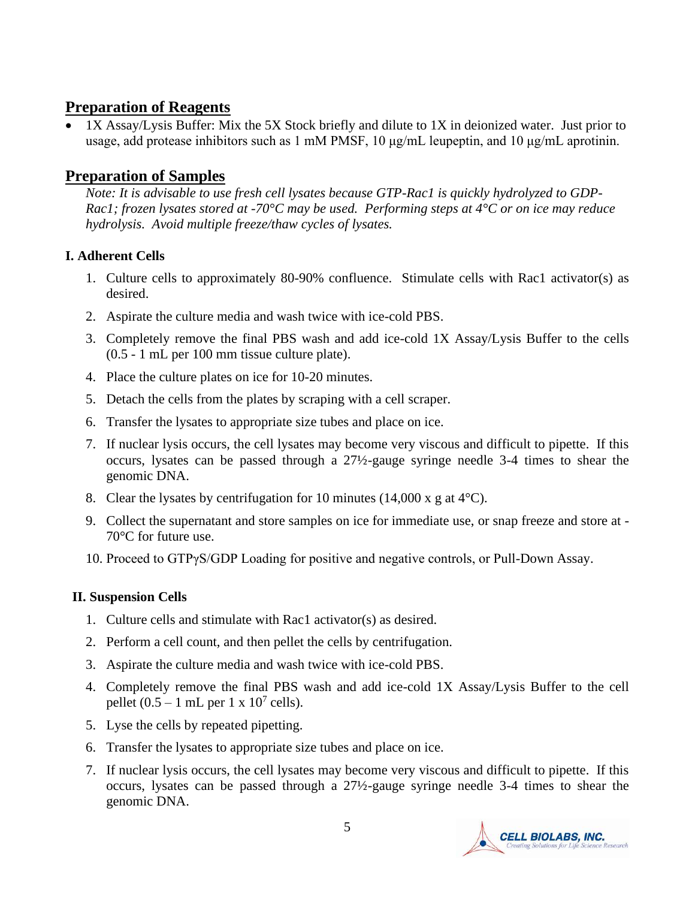## Preparation of Reagents

- 1X Assay/Lysis Buffer: Mix the 5X Stock briefly and dilute to 1X in deionized water. Just prior to usage, add protease inhibitors such as 1 mM PMSF, 10 μg/mL leupeptin, and 10 μg/mL aprotinin.

## Preparation of Samples

*Note: It is advisable to use fresh cell lysates because GTP-Rac1 is quickly hydrolyzed to GDP-Rac1; frozen lysates stored at -70°C may be used. Performing steps at 4°C or on ice may reduce hydrolysis. Avoid multiple freeze/thaw cycles of lysates.*

### I. Adherent Cells

1. Culture cells to approximately 80-90% confluence. Stimulate cells with Rac1 activator(s) as desired.
2. Aspirate the culture media and wash twice with ice-cold PBS.
3. Completely remove the final PBS wash and add ice-cold 1X Assay/Lysis Buffer to the cells (0.5 - 1 mL per 100 mm tissue culture plate).
4. Place the culture plates on ice for 10-20 minutes.
5. Detach the cells from the plates by scraping with a cell scraper.
6. Transfer the lysates to appropriate size tubes and place on ice.
7. If nuclear lysis occurs, the cell lysates may become very viscous and difficult to pipette. If this occurs, lysates can be passed through a 27½-gauge syringe needle 3-4 times to shear the genomic DNA.
8. Clear the lysates by centrifugation for 10 minutes (14,000 x g at 4°C).
9. Collect the supernatant and store samples on ice for immediate use, or snap freeze and store at -70°C for future use.
10. Proceed to GTPγS/GDP Loading for positive and negative controls, or Pull-Down Assay.

### II. Suspension Cells

1. Culture cells and stimulate with Rac1 activator(s) as desired.
2. Perform a cell count, and then pellet the cells by centrifugation.
3. Aspirate the culture media and wash twice with ice-cold PBS.
4. Completely remove the final PBS wash and add ice-cold 1X Assay/Lysis Buffer to the cell pellet (0.5 – 1 mL per 1 x $10^7$ cells).
5. Lyse the cells by repeated pipetting.
6. Transfer the lysates to appropriate size tubes and place on ice.
7. If nuclear lysis occurs, the cell lysates may become very viscous and difficult to pipette. If this occurs, lysates can be passed through a 27½-gauge syringe needle 3-4 times to shear the genomic DNA.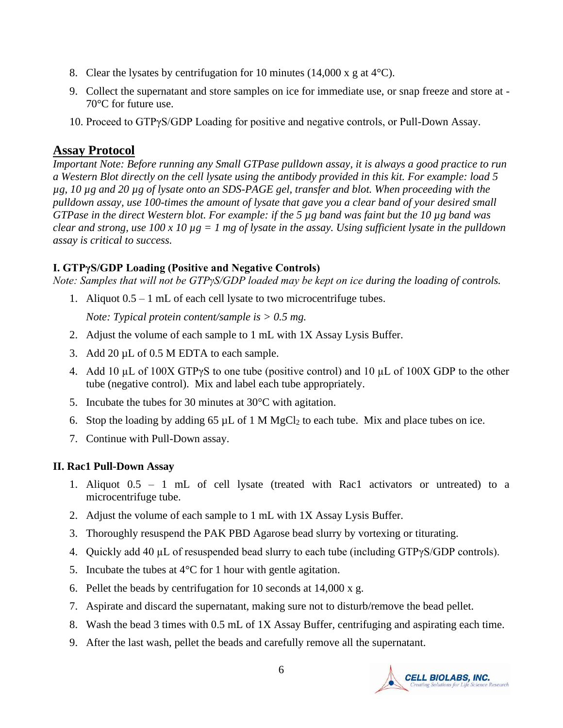8. Clear the lysates by centrifugation for 10 minutes (14,000 x g at 4°C).

9. Collect the supernatant and store samples on ice for immediate use, or snap freeze and store at -70°C for future use.

10. Proceed to GTPγS/GDP Loading for positive and negative controls, or Pull-Down Assay.

## Assay Protocol

*Important Note: Before running any Small GTPase pulldown assay, it is always a good practice to run a Western Blot directly on the cell lysate using the antibody provided in this kit. For example: load 5 µg, 10 µg and 20 µg of lysate onto an SDS-PAGE gel, transfer and blot. When proceeding with the pulldown assay, use 100-times the amount of lysate that gave you a clear band of your desired small GTPase in the direct Western blot. For example: if the 5 µg band was faint but the 10 µg band was clear and strong, use 100 x 10 µg = 1 mg of lysate in the assay. Using sufficient lysate in the pulldown assay is critical to success.*

### I. GTPγS/GDP Loading (Positive and Negative Controls)

*Note: Samples that will not be GTPγS/GDP loaded may be kept on ice during the loading of controls.*

1. Aliquot 0.5 – 1 mL of each cell lysate to two microcentrifuge tubes.

   *Note: Typical protein content/sample is > 0.5 mg.*

2. Adjust the volume of each sample to 1 mL with 1X Assay Lysis Buffer.
3. Add 20 µL of 0.5 M EDTA to each sample.
4. Add 10 µL of 100X GTPγS to one tube (positive control) and 10 µL of 100X GDP to the other tube (negative control). Mix and label each tube appropriately.
5. Incubate the tubes for 30 minutes at 30°C with agitation.
6. Stop the loading by adding 65 µL of 1 M $MgCl_2$ to each tube. Mix and place tubes on ice.
7. Continue with Pull-Down assay.

### II. Rac1 Pull-Down Assay

1. Aliquot 0.5 – 1 mL of cell lysate (treated with Rac1 activators or untreated) to a microcentrifuge tube.
2. Adjust the volume of each sample to 1 mL with 1X Assay Lysis Buffer.
3. Thoroughly resuspend the PAK PBD Agarose bead slurry by vortexing or titurating.
4. Quickly add 40 µL of resuspended bead slurry to each tube (including GTPγS/GDP controls).
5. Incubate the tubes at 4°C for 1 hour with gentle agitation.
6. Pellet the beads by centrifugation for 10 seconds at 14,000 x g.
7. Aspirate and discard the supernatant, making sure not to disturb/remove the bead pellet.
8. Wash the bead 3 times with 0.5 mL of 1X Assay Buffer, centrifuging and aspirating each time.
9. After the last wash, pellet the beads and carefully remove all the supernatant.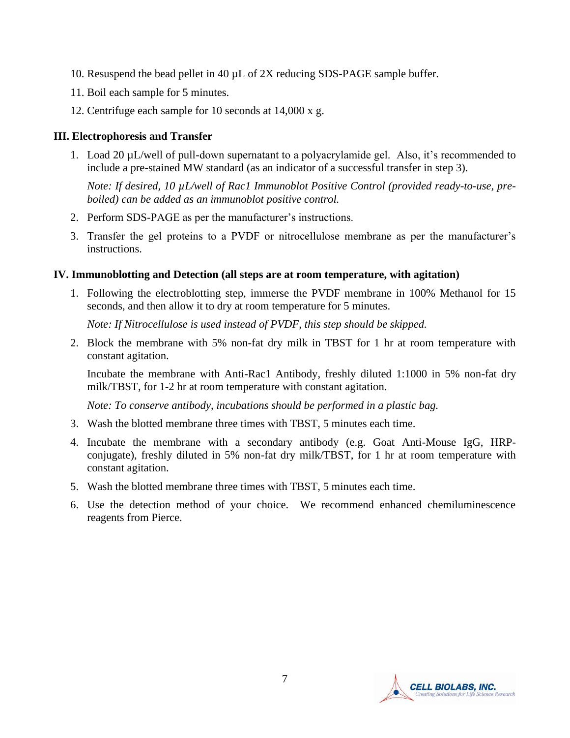10. Resuspend the bead pellet in 40 µL of 2X reducing SDS-PAGE sample buffer.
11. Boil each sample for 5 minutes.
12. Centrifuge each sample for 10 seconds at 14,000 x g.

### III. Electrophoresis and Transfer

1. Load 20 µL/well of pull-down supernatant to a polyacrylamide gel. Also, it's recommended to include a pre-stained MW standard (as an indicator of a successful transfer in step 3).

   *Note: If desired, 10 µL/well of Rac1 Immunoblot Positive Control (provided ready-to-use, pre-boiled) can be added as an immunoblot positive control.*

2. Perform SDS-PAGE as per the manufacturer's instructions.
3. Transfer the gel proteins to a PVDF or nitrocellulose membrane as per the manufacturer's instructions.

### IV. Immunoblotting and Detection (all steps are at room temperature, with agitation)

1. Following the electroblotting step, immerse the PVDF membrane in 100% Methanol for 15 seconds, and then allow it to dry at room temperature for 5 minutes.

   *Note: If Nitrocellulose is used instead of PVDF, this step should be skipped.*

2. Block the membrane with 5% non-fat dry milk in TBST for 1 hr at room temperature with constant agitation.

   Incubate the membrane with Anti-Rac1 Antibody, freshly diluted 1:1000 in 5% non-fat dry milk/TBST, for 1-2 hr at room temperature with constant agitation.

   *Note: To conserve antibody, incubations should be performed in a plastic bag.*

3. Wash the blotted membrane three times with TBST, 5 minutes each time.
4. Incubate the membrane with a secondary antibody (e.g. Goat Anti-Mouse IgG, HRP-conjugate), freshly diluted in 5% non-fat dry milk/TBST, for 1 hr at room temperature with constant agitation.
5. Wash the blotted membrane three times with TBST, 5 minutes each time.
6. Use the detection method of your choice. We recommend enhanced chemiluminescence reagents from Pierce.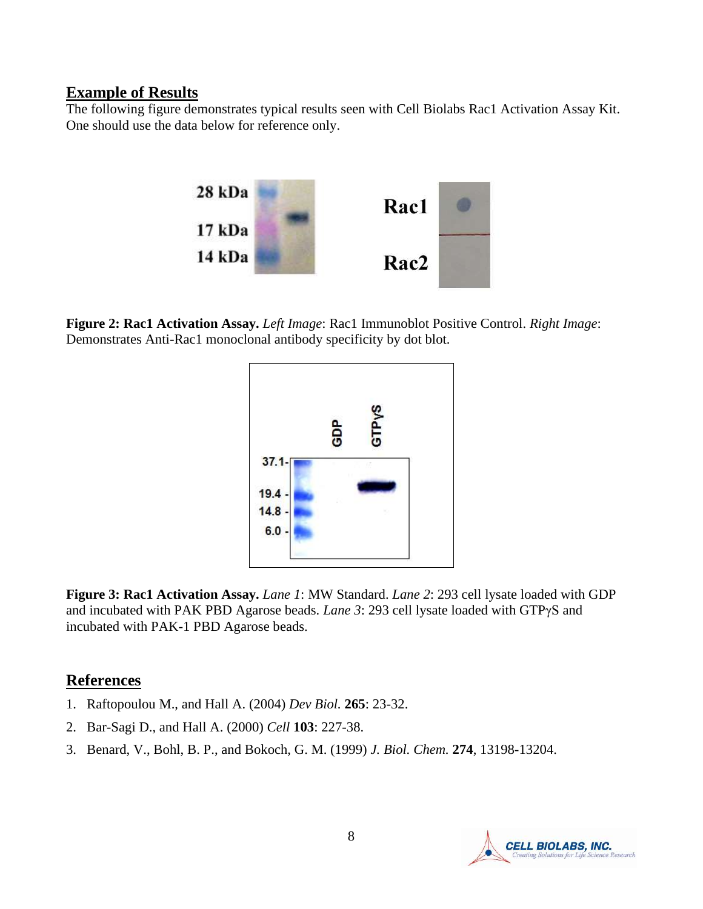## Example of Results

The following figure demonstrates typical results seen with Cell Biolabs Rac1 Activation Assay Kit. One should use the data below for reference only.

**Figure 2: Rac1 Activation Assay.** *Left Image*: Rac1 Immunoblot Positive Control. *Right Image*: Demonstrates Anti-Rac1 monoclonal antibody specificity by dot blot.

**Figure 3: Rac1 Activation Assay.** *Lane 1*: MW Standard. *Lane 2*: 293 cell lysate loaded with GDP and incubated with PAK PBD Agarose beads. *Lane 3*: 293 cell lysate loaded with GTPγS and incubated with PAK-1 PBD Agarose beads.

## References

1. Raftopoulou M., and Hall A. (2004) *Dev Biol.* **265**: 23-32.
2. Bar-Sagi D., and Hall A. (2000) *Cell* **103**: 227-38.
3. Benard, V., Bohl, B. P., and Bokoch, G. M. (1999) *J. Biol. Chem.* **274**, 13198-13204.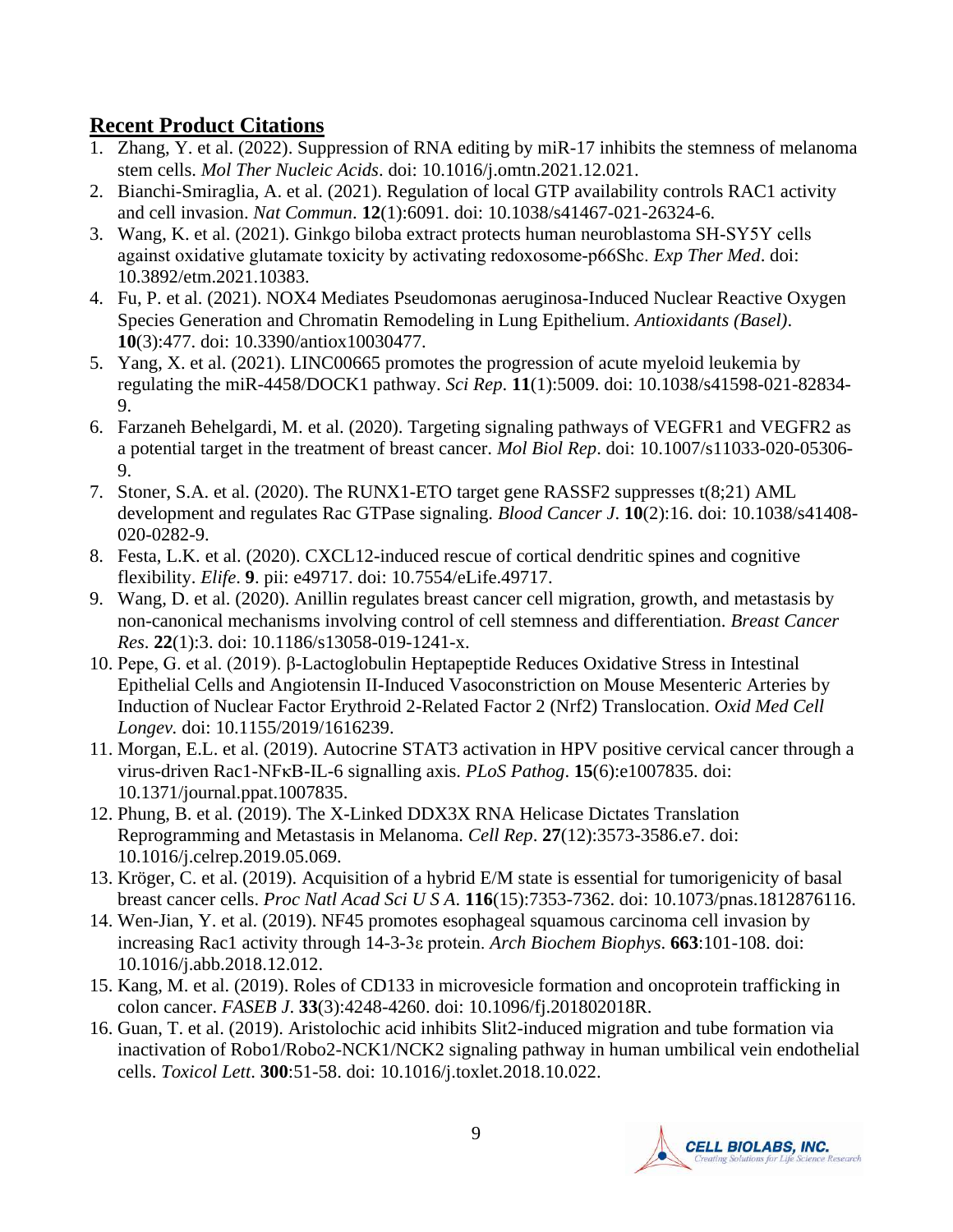## Recent Product Citations

1. Zhang, Y. et al. (2022). Suppression of RNA editing by miR-17 inhibits the stemness of melanoma stem cells. *Mol Ther Nucleic Acids*. doi: 10.1016/j.omtn.2021.12.021.
2. Bianchi-Smiraglia, A. et al. (2021). Regulation of local GTP availability controls RAC1 activity and cell invasion. *Nat Commun*. **12**(1):6091. doi: 10.1038/s41467-021-26324-6.
3. Wang, K. et al. (2021). Ginkgo biloba extract protects human neuroblastoma SH-SY5Y cells against oxidative glutamate toxicity by activating redoxosome-p66Shc. *Exp Ther Med*. doi: 10.3892/etm.2021.10383.
4. Fu, P. et al. (2021). NOX4 Mediates Pseudomonas aeruginosa-Induced Nuclear Reactive Oxygen Species Generation and Chromatin Remodeling in Lung Epithelium. *Antioxidants (Basel)*. **10**(3):477. doi: 10.3390/antiox10030477.
5. Yang, X. et al. (2021). LINC00665 promotes the progression of acute myeloid leukemia by regulating the miR-4458/DOCK1 pathway. *Sci Rep*. **11**(1):5009. doi: 10.1038/s41598-021-82834-9.
6. Farzaneh Behelgardi, M. et al. (2020). Targeting signaling pathways of VEGFR1 and VEGFR2 as a potential target in the treatment of breast cancer. *Mol Biol Rep*. doi: 10.1007/s11033-020-05306-9.
7. Stoner, S.A. et al. (2020). The RUNX1-ETO target gene RASSF2 suppresses t(8;21) AML development and regulates Rac GTPase signaling. *Blood Cancer J*. **10**(2):16. doi: 10.1038/s41408-020-0282-9.
8. Festa, L.K. et al. (2020). CXCL12-induced rescue of cortical dendritic spines and cognitive flexibility. *Elife*. **9**. pii: e49717. doi: 10.7554/eLife.49717.
9. Wang, D. et al. (2020). Anillin regulates breast cancer cell migration, growth, and metastasis by non-canonical mechanisms involving control of cell stemness and differentiation. *Breast Cancer Res*. **22**(1):3. doi: 10.1186/s13058-019-1241-x.
10. Pepe, G. et al. (2019). β-Lactoglobulin Heptapeptide Reduces Oxidative Stress in Intestinal Epithelial Cells and Angiotensin II-Induced Vasoconstriction on Mouse Mesenteric Arteries by Induction of Nuclear Factor Erythroid 2-Related Factor 2 (Nrf2) Translocation. *Oxid Med Cell Longev.* doi: 10.1155/2019/1616239.
11. Morgan, E.L. et al. (2019). Autocrine STAT3 activation in HPV positive cervical cancer through a virus-driven Rac1-NFκB-IL-6 signalling axis. *PLoS Pathog*. **15**(6):e1007835. doi: 10.1371/journal.ppat.1007835.
12. Phung, B. et al. (2019). The X-Linked DDX3X RNA Helicase Dictates Translation Reprogramming and Metastasis in Melanoma. *Cell Rep*. **27**(12):3573-3586.e7. doi: 10.1016/j.celrep.2019.05.069.
13. Kröger, C. et al. (2019). Acquisition of a hybrid E/M state is essential for tumorigenicity of basal breast cancer cells. *Proc Natl Acad Sci U S A*. **116**(15):7353-7362. doi: 10.1073/pnas.1812876116.
14. Wen-Jian, Y. et al. (2019). NF45 promotes esophageal squamous carcinoma cell invasion by increasing Rac1 activity through 14-3-3ε protein. *Arch Biochem Biophys*. **663**:101-108. doi: 10.1016/j.abb.2018.12.012.
15. Kang, M. et al. (2019). Roles of CD133 in microvesicle formation and oncoprotein trafficking in colon cancer. *FASEB J*. **33**(3):4248-4260. doi: 10.1096/fj.201802018R.
16. Guan, T. et al. (2019). Aristolochic acid inhibits Slit2-induced migration and tube formation via inactivation of Robo1/Robo2-NCK1/NCK2 signaling pathway in human umbilical vein endothelial cells. *Toxicol Lett*. **300**:51-58. doi: 10.1016/j.toxlet.2018.10.022.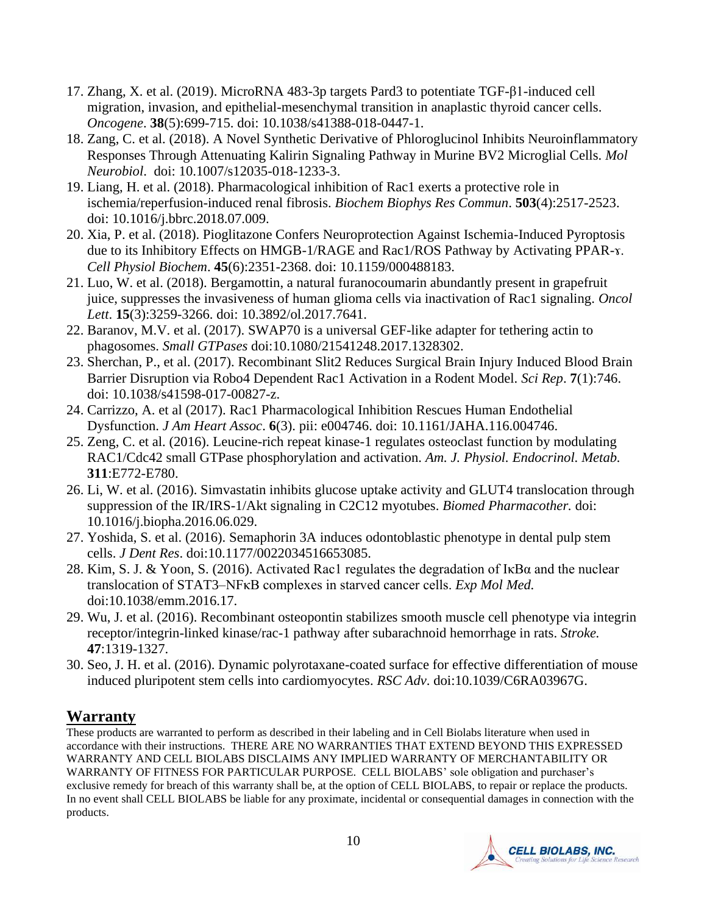17. Zhang, X. et al. (2019). MicroRNA 483-3p targets Pard3 to potentiate TGF-β1-induced cell migration, invasion, and epithelial-mesenchymal transition in anaplastic thyroid cancer cells. *Oncogene*. **38**(5):699-715. doi: 10.1038/s41388-018-0447-1.
18. Zang, C. et al. (2018). A Novel Synthetic Derivative of Phloroglucinol Inhibits Neuroinflammatory Responses Through Attenuating Kalirin Signaling Pathway in Murine BV2 Microglial Cells. *Mol Neurobiol*. doi: 10.1007/s12035-018-1233-3.
19. Liang, H. et al. (2018). Pharmacological inhibition of Rac1 exerts a protective role in ischemia/reperfusion-induced renal fibrosis. *Biochem Biophys Res Commun*. **503**(4):2517-2523. doi: 10.1016/j.bbrc.2018.07.009.
20. Xia, P. et al. (2018). Pioglitazone Confers Neuroprotection Against Ischemia-Induced Pyroptosis due to its Inhibitory Effects on HMGB-1/RAGE and Rac1/ROS Pathway by Activating PPAR-ɤ. *Cell Physiol Biochem*. **45**(6):2351-2368. doi: 10.1159/000488183.
21. Luo, W. et al. (2018). Bergamottin, a natural furanocoumarin abundantly present in grapefruit juice, suppresses the invasiveness of human glioma cells via inactivation of Rac1 signaling. *Oncol Lett*. **15**(3):3259-3266. doi: 10.3892/ol.2017.7641.
22. Baranov, M.V. et al. (2017). SWAP70 is a universal GEF-like adapter for tethering actin to phagosomes. *Small GTPases* doi:10.1080/21541248.2017.1328302.
23. Sherchan, P., et al. (2017). Recombinant Slit2 Reduces Surgical Brain Injury Induced Blood Brain Barrier Disruption via Robo4 Dependent Rac1 Activation in a Rodent Model. *Sci Rep*. **7**(1):746. doi: 10.1038/s41598-017-00827-z.
24. Carrizzo, A. et al (2017). Rac1 Pharmacological Inhibition Rescues Human Endothelial Dysfunction. *J Am Heart Assoc*. **6**(3). pii: e004746. doi: 10.1161/JAHA.116.004746.
25. Zeng, C. et al. (2016). Leucine-rich repeat kinase-1 regulates osteoclast function by modulating RAC1/Cdc42 small GTPase phosphorylation and activation. *Am. J. Physiol. Endocrinol. Metab.* **311**:E772-E780.
26. Li, W. et al. (2016). Simvastatin inhibits glucose uptake activity and GLUT4 translocation through suppression of the IR/IRS-1/Akt signaling in C2C12 myotubes. *Biomed Pharmacother.* doi: 10.1016/j.biopha.2016.06.029.
27. Yoshida, S. et al. (2016). Semaphorin 3A induces odontoblastic phenotype in dental pulp stem cells. *J Dent Res*. doi:10.1177/0022034516653085.
28. Kim, S. J. & Yoon, S. (2016). Activated Rac1 regulates the degradation of IκBα and the nuclear translocation of STAT3–NFκB complexes in starved cancer cells. *Exp Mol Med.* doi:10.1038/emm.2016.17.
29. Wu, J. et al. (2016). Recombinant osteopontin stabilizes smooth muscle cell phenotype via integrin receptor/integrin-linked kinase/rac-1 pathway after subarachnoid hemorrhage in rats. *Stroke.* **47**:1319-1327.
30. Seo, J. H. et al. (2016). Dynamic polyrotaxane-coated surface for effective differentiation of mouse induced pluripotent stem cells into cardiomyocytes. *RSC Adv*. doi:10.1039/C6RA03967G.

## Warranty

These products are warranted to perform as described in their labeling and in Cell Biolabs literature when used in accordance with their instructions. THERE ARE NO WARRANTIES THAT EXTEND BEYOND THIS EXPRESSED WARRANTY AND CELL BIOLABS DISCLAIMS ANY IMPLIED WARRANTY OF MERCHANTABILITY OR WARRANTY OF FITNESS FOR PARTICULAR PURPOSE. CELL BIOLABS' sole obligation and purchaser's exclusive remedy for breach of this warranty shall be, at the option of CELL BIOLABS, to repair or replace the products. In no event shall CELL BIOLABS be liable for any proximate, incidental or consequential damages in connection with the products.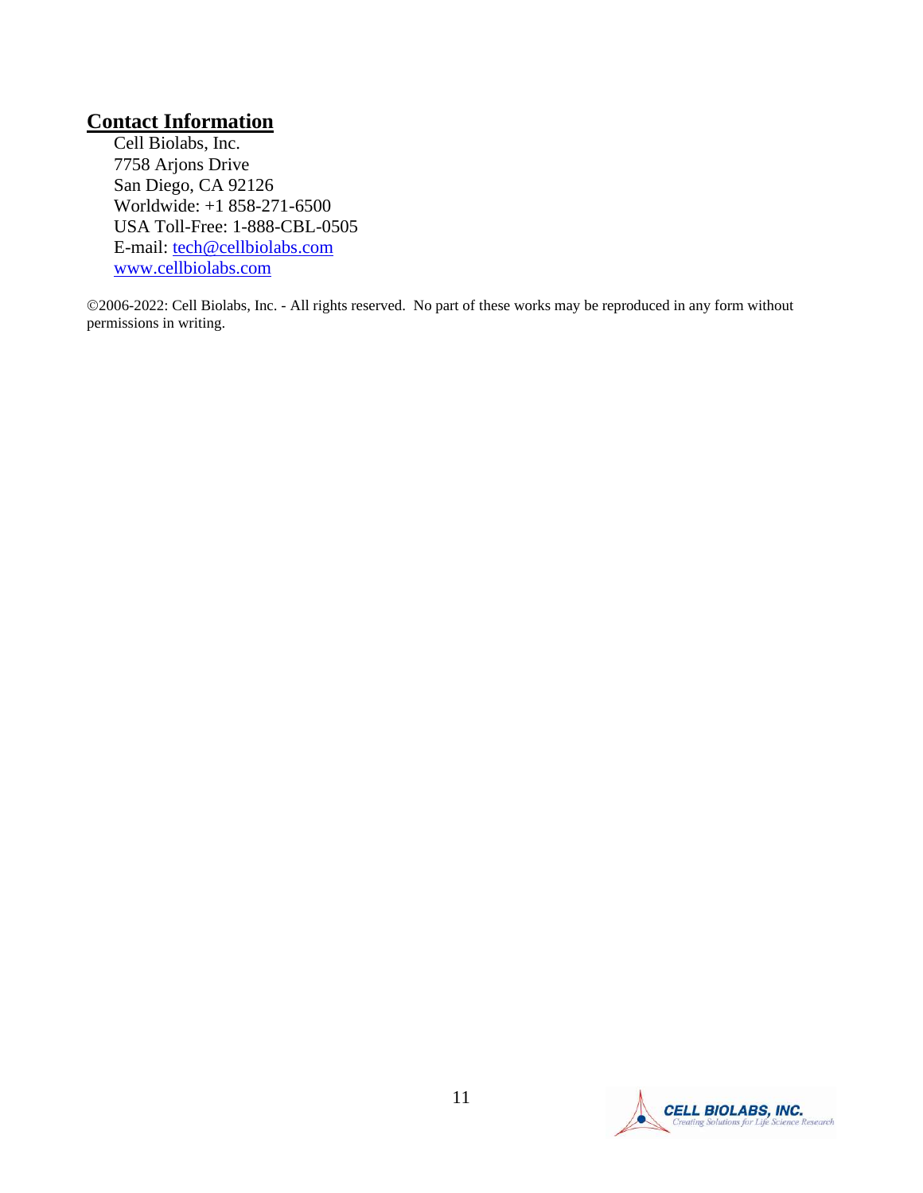## Contact Information

Cell Biolabs, Inc.
7758 Arjons Drive
San Diego, CA 92126
Worldwide: +1 858-271-6500
USA Toll-Free: 1-888-CBL-0505
E-mail: tech@cellbiolabs.com
www.cellbiolabs.com

©2006-2022: Cell Biolabs, Inc. - All rights reserved. No part of these works may be reproduced in any form without permissions in writing.